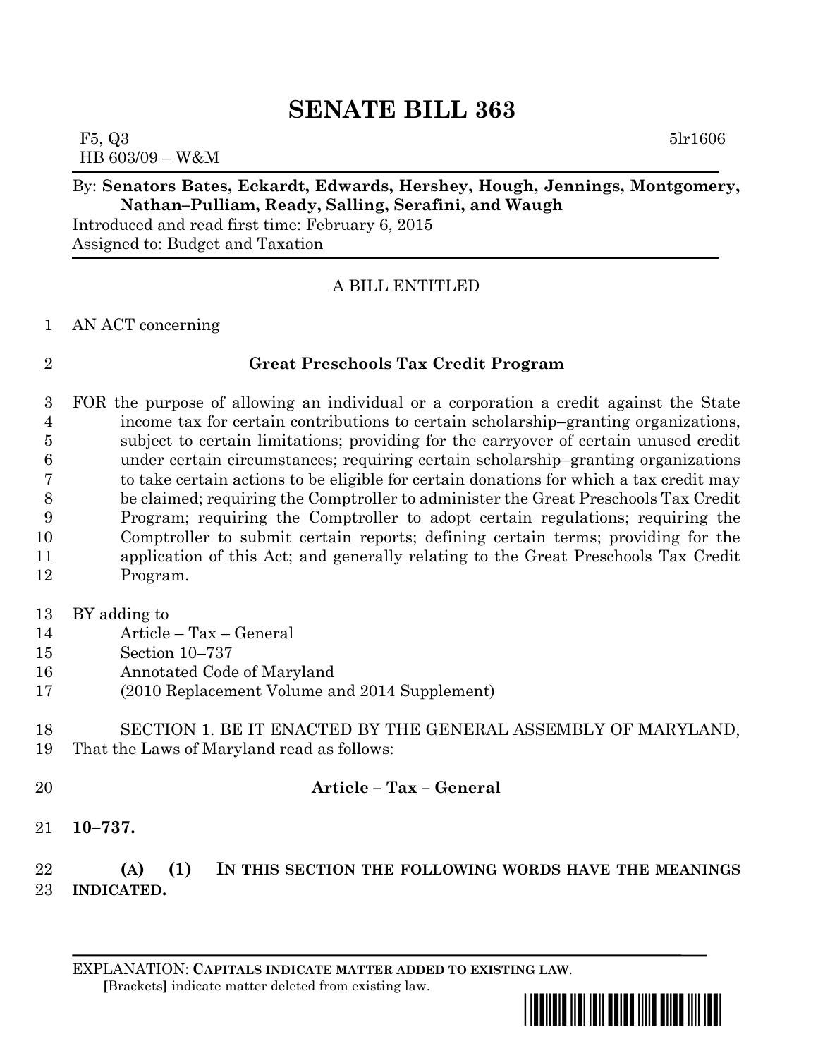# SENATE BILL 363

F5, Q3 5lr1606
HB 603/09 – W&M

By: **Senators Bates, Eckardt, Edwards, Hershey, Hough, Jennings, Montgomery, Nathan–Pulliam, Ready, Salling, Serafini, and Waugh**
Introduced and read first time: February 6, 2015
Assigned to: Budget and Taxation

A BILL ENTITLED

AN ACT concerning

**Great Preschools Tax Credit Program**

FOR the purpose of allowing an individual or a corporation a credit against the State income tax for certain contributions to certain scholarship–granting organizations, subject to certain limitations; providing for the carryover of certain unused credit under certain circumstances; requiring certain scholarship–granting organizations to take certain actions to be eligible for certain donations for which a tax credit may be claimed; requiring the Comptroller to administer the Great Preschools Tax Credit Program; requiring the Comptroller to adopt certain regulations; requiring the Comptroller to submit certain reports; defining certain terms; providing for the application of this Act; and generally relating to the Great Preschools Tax Credit Program.

BY adding to
Article – Tax – General
Section 10–737
Annotated Code of Maryland
(2010 Replacement Volume and 2014 Supplement)

SECTION 1. BE IT ENACTED BY THE GENERAL ASSEMBLY OF MARYLAND, That the Laws of Maryland read as follows:

**Article – Tax – General**

**10–737.**

**(A) (1) IN THIS SECTION THE FOLLOWING WORDS HAVE THE MEANINGS INDICATED.**

EXPLANATION: **CAPITALS INDICATE MATTER ADDED TO EXISTING LAW.**
[Brackets] indicate matter deleted from existing law.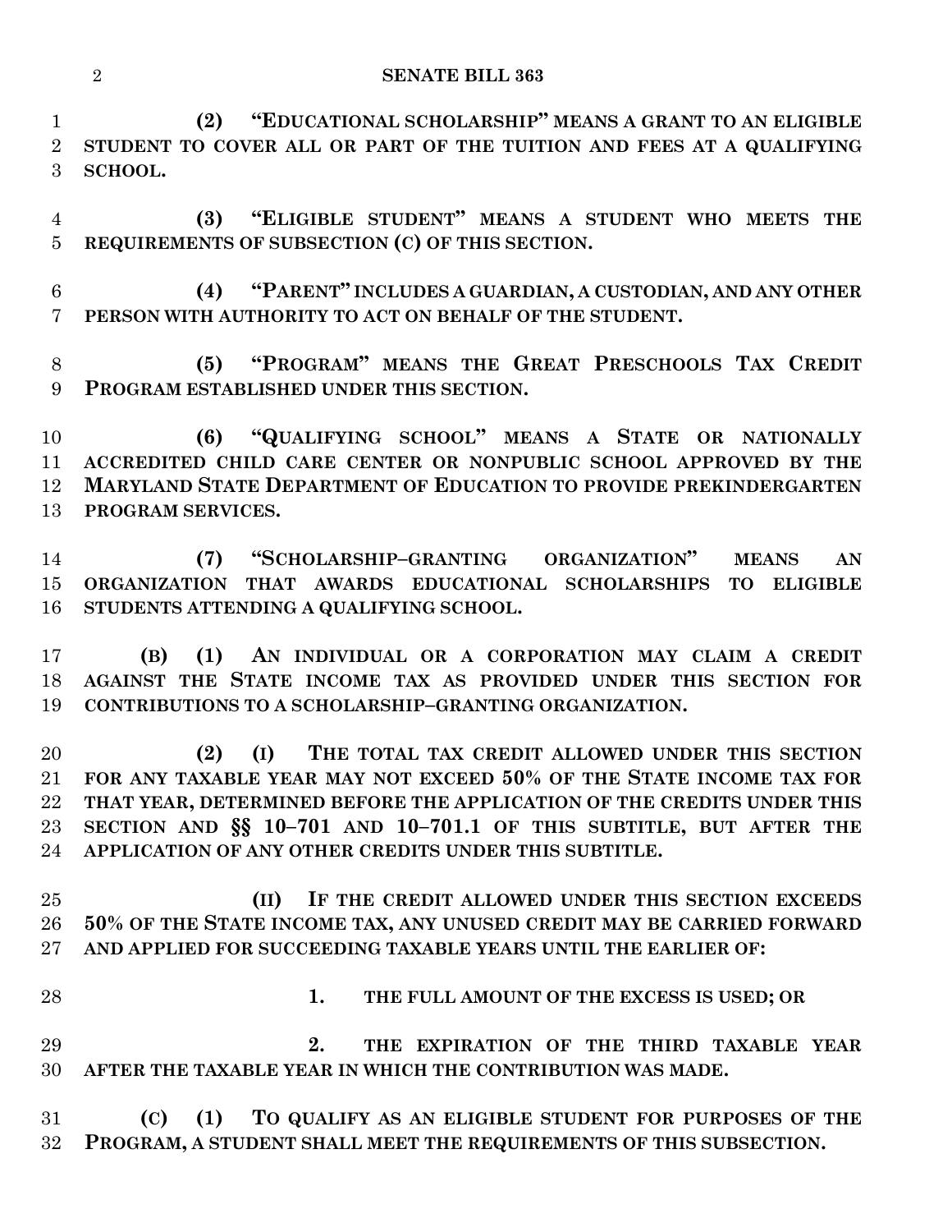**(2) "EDUCATIONAL SCHOLARSHIP" MEANS A GRANT TO AN ELIGIBLE STUDENT TO COVER ALL OR PART OF THE TUITION AND FEES AT A QUALIFYING SCHOOL.**

**(3) "ELIGIBLE STUDENT" MEANS A STUDENT WHO MEETS THE REQUIREMENTS OF SUBSECTION (C) OF THIS SECTION.**

**(4) "PARENT" INCLUDES A GUARDIAN, A CUSTODIAN, AND ANY OTHER PERSON WITH AUTHORITY TO ACT ON BEHALF OF THE STUDENT.**

**(5) "PROGRAM" MEANS THE GREAT PRESCHOOLS TAX CREDIT PROGRAM ESTABLISHED UNDER THIS SECTION.**

**(6) "QUALIFYING SCHOOL" MEANS A STATE OR NATIONALLY ACCREDITED CHILD CARE CENTER OR NONPUBLIC SCHOOL APPROVED BY THE MARYLAND STATE DEPARTMENT OF EDUCATION TO PROVIDE PREKINDERGARTEN PROGRAM SERVICES.**

**(7) "SCHOLARSHIP–GRANTING ORGANIZATION" MEANS AN ORGANIZATION THAT AWARDS EDUCATIONAL SCHOLARSHIPS TO ELIGIBLE STUDENTS ATTENDING A QUALIFYING SCHOOL.**

**(B) (1) AN INDIVIDUAL OR A CORPORATION MAY CLAIM A CREDIT AGAINST THE STATE INCOME TAX AS PROVIDED UNDER THIS SECTION FOR CONTRIBUTIONS TO A SCHOLARSHIP–GRANTING ORGANIZATION.**

**(2) (I) THE TOTAL TAX CREDIT ALLOWED UNDER THIS SECTION FOR ANY TAXABLE YEAR MAY NOT EXCEED 50% OF THE STATE INCOME TAX FOR THAT YEAR, DETERMINED BEFORE THE APPLICATION OF THE CREDITS UNDER THIS SECTION AND §§ 10–701 AND 10–701.1 OF THIS SUBTITLE, BUT AFTER THE APPLICATION OF ANY OTHER CREDITS UNDER THIS SUBTITLE.**

**(II) IF THE CREDIT ALLOWED UNDER THIS SECTION EXCEEDS 50% OF THE STATE INCOME TAX, ANY UNUSED CREDIT MAY BE CARRIED FORWARD AND APPLIED FOR SUCCEEDING TAXABLE YEARS UNTIL THE EARLIER OF:**

**1. THE FULL AMOUNT OF THE EXCESS IS USED; OR**

**2. THE EXPIRATION OF THE THIRD TAXABLE YEAR AFTER THE TAXABLE YEAR IN WHICH THE CONTRIBUTION WAS MADE.**

**(C) (1) TO QUALIFY AS AN ELIGIBLE STUDENT FOR PURPOSES OF THE PROGRAM, A STUDENT SHALL MEET THE REQUIREMENTS OF THIS SUBSECTION.**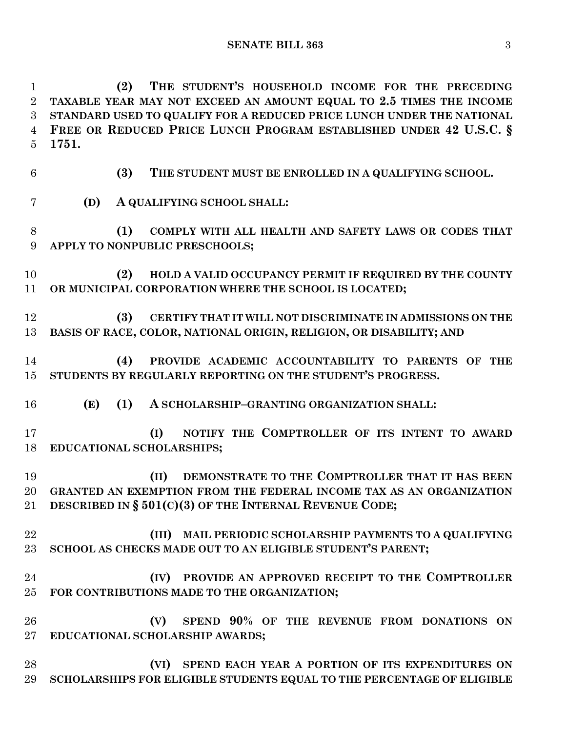**(2) THE STUDENT'S HOUSEHOLD INCOME FOR THE PRECEDING TAXABLE YEAR MAY NOT EXCEED AN AMOUNT EQUAL TO 2.5 TIMES THE INCOME STANDARD USED TO QUALIFY FOR A REDUCED PRICE LUNCH UNDER THE NATIONAL FREE OR REDUCED PRICE LUNCH PROGRAM ESTABLISHED UNDER 42 U.S.C. § 1751.**

**(3) THE STUDENT MUST BE ENROLLED IN A QUALIFYING SCHOOL.**

**(D) A QUALIFYING SCHOOL SHALL:**

**(1) COMPLY WITH ALL HEALTH AND SAFETY LAWS OR CODES THAT APPLY TO NONPUBLIC PRESCHOOLS;**

**(2) HOLD A VALID OCCUPANCY PERMIT IF REQUIRED BY THE COUNTY OR MUNICIPAL CORPORATION WHERE THE SCHOOL IS LOCATED;**

**(3) CERTIFY THAT IT WILL NOT DISCRIMINATE IN ADMISSIONS ON THE BASIS OF RACE, COLOR, NATIONAL ORIGIN, RELIGION, OR DISABILITY; AND**

**(4) PROVIDE ACADEMIC ACCOUNTABILITY TO PARENTS OF THE STUDENTS BY REGULARLY REPORTING ON THE STUDENT'S PROGRESS.**

**(E) (1) A SCHOLARSHIP–GRANTING ORGANIZATION SHALL:**

**(I) NOTIFY THE COMPTROLLER OF ITS INTENT TO AWARD EDUCATIONAL SCHOLARSHIPS;**

**(II) DEMONSTRATE TO THE COMPTROLLER THAT IT HAS BEEN GRANTED AN EXEMPTION FROM THE FEDERAL INCOME TAX AS AN ORGANIZATION DESCRIBED IN § 501(C)(3) OF THE INTERNAL REVENUE CODE;**

**(III) MAIL PERIODIC SCHOLARSHIP PAYMENTS TO A QUALIFYING SCHOOL AS CHECKS MADE OUT TO AN ELIGIBLE STUDENT'S PARENT;**

**(IV) PROVIDE AN APPROVED RECEIPT TO THE COMPTROLLER FOR CONTRIBUTIONS MADE TO THE ORGANIZATION;**

**(V) SPEND 90% OF THE REVENUE FROM DONATIONS ON EDUCATIONAL SCHOLARSHIP AWARDS;**

**(VI) SPEND EACH YEAR A PORTION OF ITS EXPENDITURES ON SCHOLARSHIPS FOR ELIGIBLE STUDENTS EQUAL TO THE PERCENTAGE OF ELIGIBLE**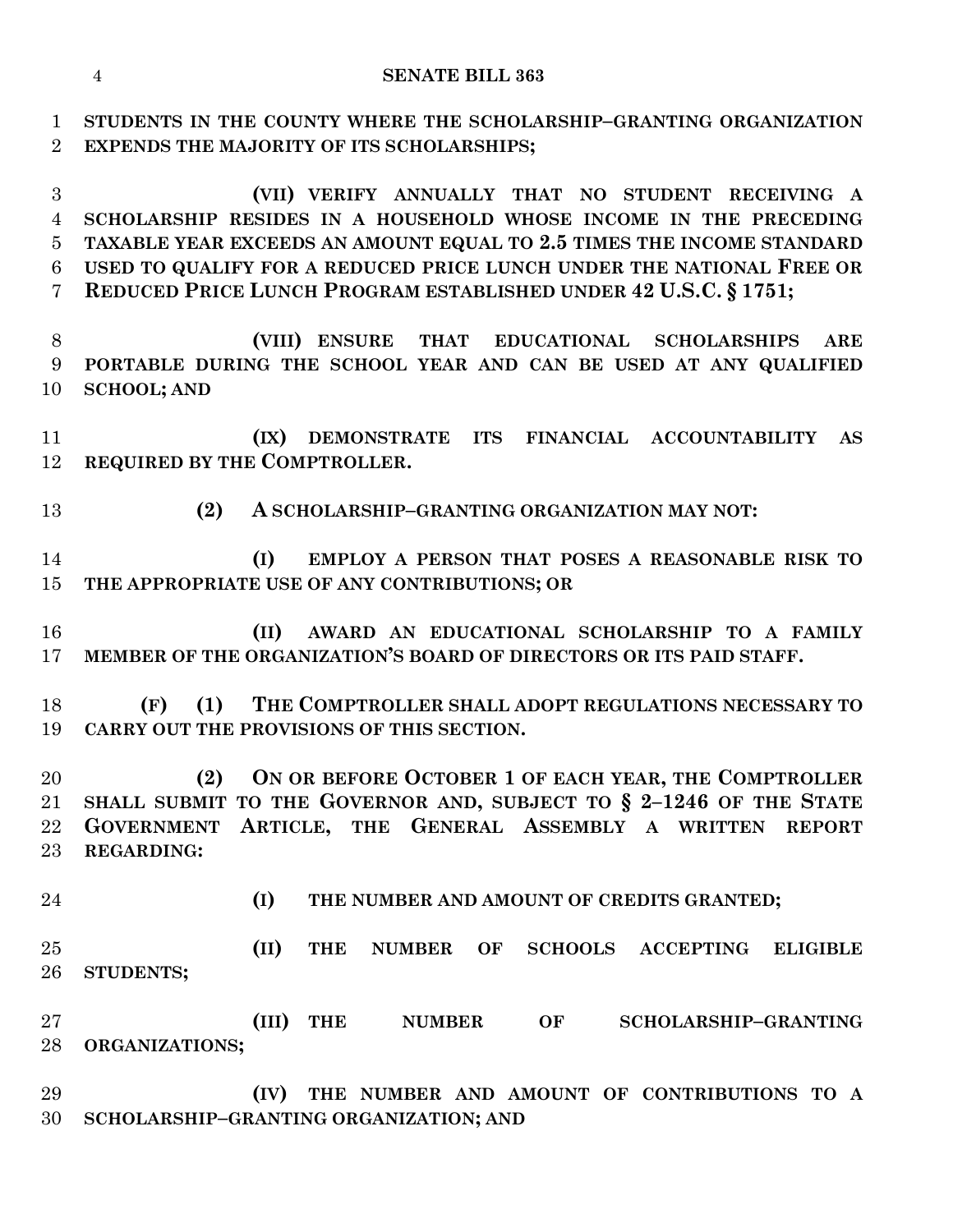**STUDENTS IN THE COUNTY WHERE THE SCHOLARSHIP–GRANTING ORGANIZATION EXPENDS THE MAJORITY OF ITS SCHOLARSHIPS;**

**(VII) VERIFY ANNUALLY THAT NO STUDENT RECEIVING A SCHOLARSHIP RESIDES IN A HOUSEHOLD WHOSE INCOME IN THE PRECEDING TAXABLE YEAR EXCEEDS AN AMOUNT EQUAL TO 2.5 TIMES THE INCOME STANDARD USED TO QUALIFY FOR A REDUCED PRICE LUNCH UNDER THE NATIONAL FREE OR REDUCED PRICE LUNCH PROGRAM ESTABLISHED UNDER 42 U.S.C. § 1751;**

**(VIII) ENSURE THAT EDUCATIONAL SCHOLARSHIPS ARE PORTABLE DURING THE SCHOOL YEAR AND CAN BE USED AT ANY QUALIFIED SCHOOL; AND**

**(IX) DEMONSTRATE ITS FINANCIAL ACCOUNTABILITY AS REQUIRED BY THE COMPTROLLER.**

**(2) A SCHOLARSHIP–GRANTING ORGANIZATION MAY NOT:**

**(I) EMPLOY A PERSON THAT POSES A REASONABLE RISK TO THE APPROPRIATE USE OF ANY CONTRIBUTIONS; OR**

**(II) AWARD AN EDUCATIONAL SCHOLARSHIP TO A FAMILY MEMBER OF THE ORGANIZATION'S BOARD OF DIRECTORS OR ITS PAID STAFF.**

**(F) (1) THE COMPTROLLER SHALL ADOPT REGULATIONS NECESSARY TO CARRY OUT THE PROVISIONS OF THIS SECTION.**

**(2) ON OR BEFORE OCTOBER 1 OF EACH YEAR, THE COMPTROLLER SHALL SUBMIT TO THE GOVERNOR AND, SUBJECT TO § 2–1246 OF THE STATE GOVERNMENT ARTICLE, THE GENERAL ASSEMBLY A WRITTEN REPORT REGARDING:**

**(I) THE NUMBER AND AMOUNT OF CREDITS GRANTED;**

**(II) THE NUMBER OF SCHOOLS ACCEPTING ELIGIBLE STUDENTS;**

**(III) THE NUMBER OF SCHOLARSHIP–GRANTING ORGANIZATIONS;**

**(IV) THE NUMBER AND AMOUNT OF CONTRIBUTIONS TO A SCHOLARSHIP–GRANTING ORGANIZATION; AND**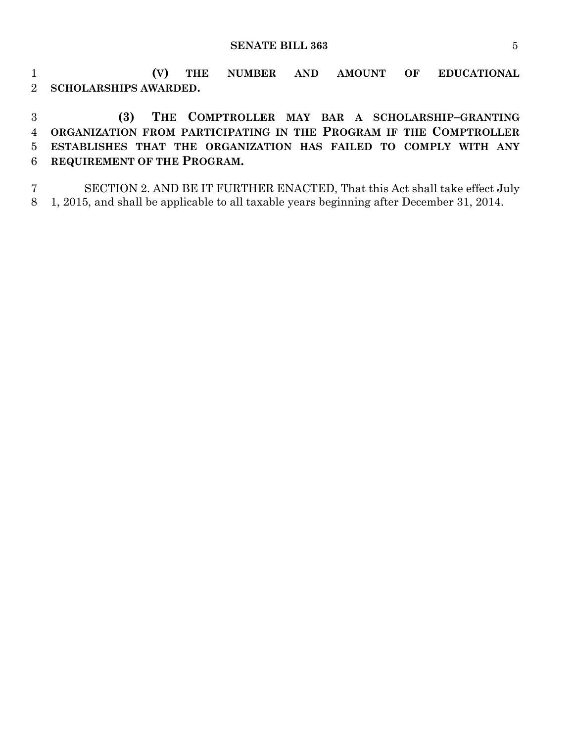**(V) THE NUMBER AND AMOUNT OF EDUCATIONAL SCHOLARSHIPS AWARDED.**

**(3) THE COMPTROLLER MAY BAR A SCHOLARSHIP–GRANTING ORGANIZATION FROM PARTICIPATING IN THE PROGRAM IF THE COMPTROLLER ESTABLISHES THAT THE ORGANIZATION HAS FAILED TO COMPLY WITH ANY REQUIREMENT OF THE PROGRAM.**

SECTION 2. AND BE IT FURTHER ENACTED, That this Act shall take effect July 1, 2015, and shall be applicable to all taxable years beginning after December 31, 2014.